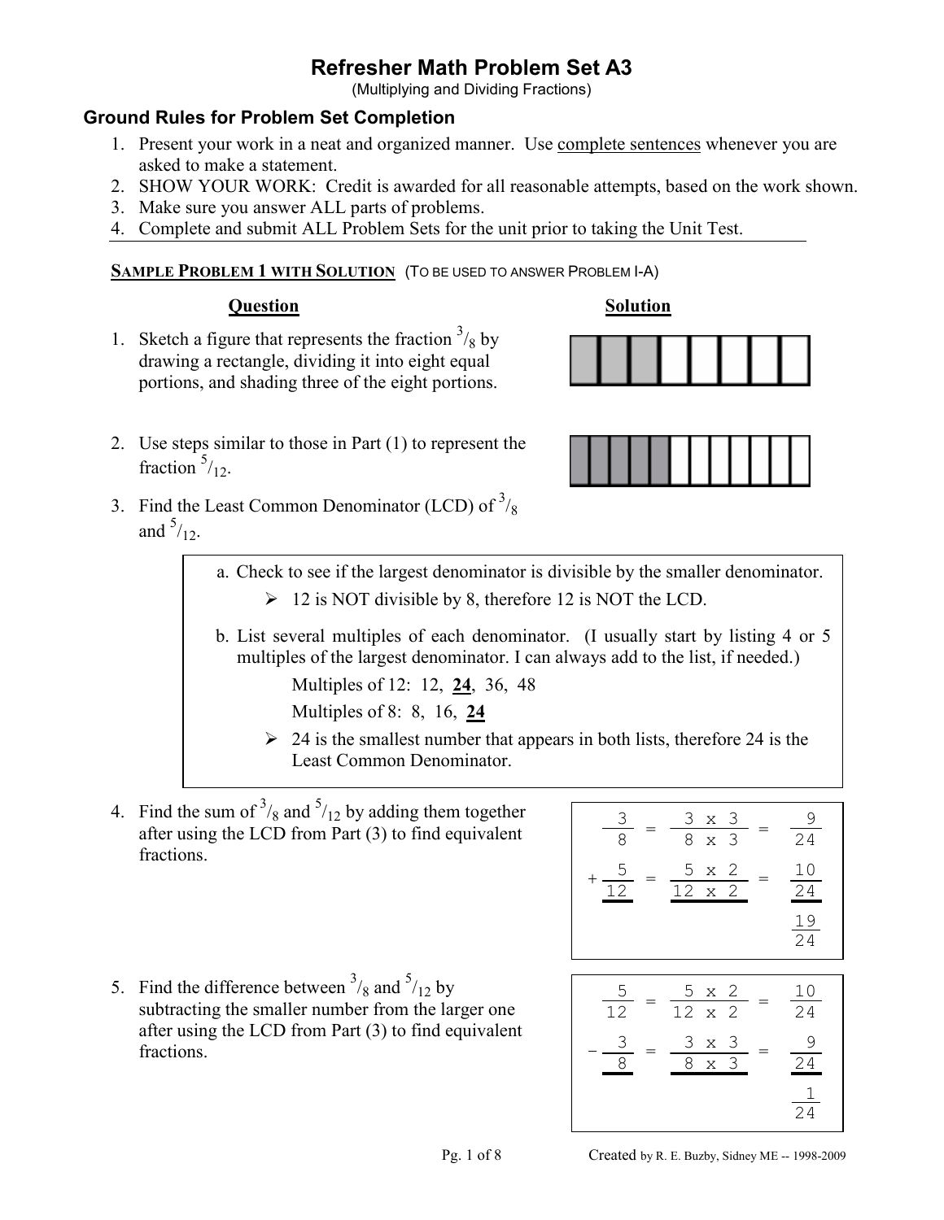# Refresher Math Problem Set A3

(Multiplying and Dividing Fractions)

## Ground Rules for Problem Set Completion

1. Present your work in a neat and organized manner. Use complete sentences whenever you are asked to make a statement.
2. SHOW YOUR WORK: Credit is awarded for all reasonable attempts, based on the work shown.
3. Make sure you answer ALL parts of problems.
4. Complete and submit ALL Problem Sets for the unit prior to taking the Unit Test.

**SAMPLE PROBLEM 1 WITH SOLUTION** (TO BE USED TO ANSWER PROBLEM I-A)

**Question** / **Solution**

1. Sketch a figure that represents the fraction $^3/_8$ by drawing a rectangle, dividing it into eight equal portions, and shading three of the eight portions.

2. Use steps similar to those in Part (1) to represent the fraction $^5/_{12}$.

3. Find the Least Common Denominator (LCD) of $^3/_8$ and $^5/_{12}$.

   a. Check to see if the largest denominator is divisible by the smaller denominator.
      - 12 is NOT divisible by 8, therefore 12 is NOT the LCD.

   b. List several multiples of each denominator. (I usually start by listing 4 or 5 multiples of the largest denominator. I can always add to the list, if needed.)

      Multiples of 12: 12, **24**, 36, 48

      Multiples of 8: 8, 16, **24**

      - 24 is the smallest number that appears in both lists, therefore 24 is the Least Common Denominator.

4. Find the sum of $^3/_8$ and $^5/_{12}$ by adding them together after using the LCD from Part (3) to find equivalent fractions.

$$\frac{3}{8} = \frac{3 \times 3}{8 \times 3} = \frac{9}{24}$$
$$+\frac{5}{12} = \frac{5 \times 2}{12 \times 2} = \frac{10}{24}$$
$$\frac{19}{24}$$

5. Find the difference between $^3/_8$ and $^5/_{12}$ by subtracting the smaller number from the larger one after using the LCD from Part (3) to find equivalent fractions.

$$\frac{5}{12} = \frac{5 \times 2}{12 \times 2} = \frac{10}{24}$$
$$-\frac{3}{8} = \frac{3 \times 3}{8 \times 3} = \frac{9}{24}$$
$$\frac{1}{24}$$

Created by R. E. Buzby, Sidney ME -- 1998-2009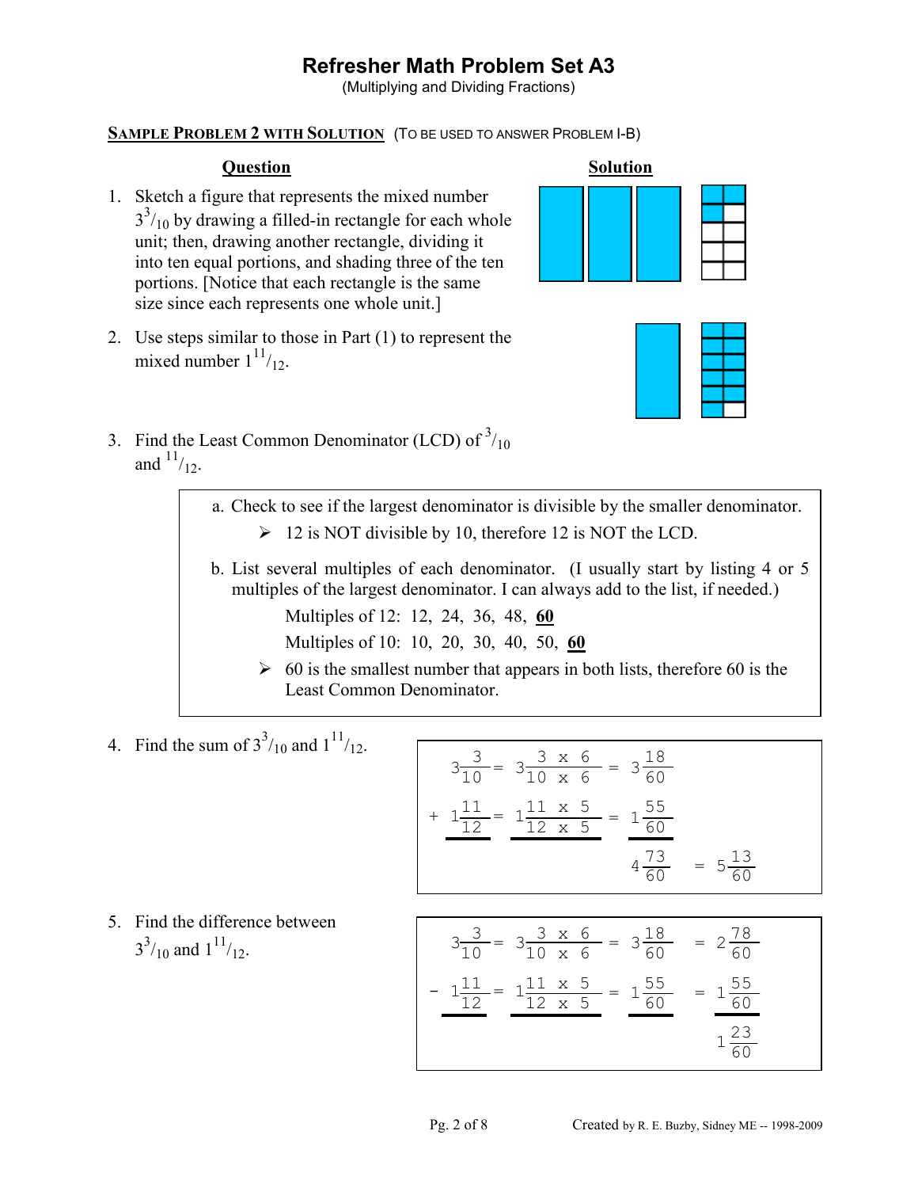# Refresher Math Problem Set A3

(Multiplying and Dividing Fractions)

**SAMPLE PROBLEM 2 WITH SOLUTION** (TO BE USED TO ANSWER PROBLEM I-B)

**Question** | **Solution**

1. Sketch a figure that represents the mixed number $3\,^{3}/_{10}$ by drawing a filled-in rectangle for each whole unit; then, drawing another rectangle, dividing it into ten equal portions, and shading three of the ten portions. [Notice that each rectangle is the same size since each represents one whole unit.]

2. Use steps similar to those in Part (1) to represent the mixed number $1\,^{11}/_{12}$.

3. Find the Least Common Denominator (LCD) of $^{3}/_{10}$ and $^{11}/_{12}$.

   a. Check to see if the largest denominator is divisible by the smaller denominator.
      - 12 is NOT divisible by 10, therefore 12 is NOT the LCD.

   b. List several multiples of each denominator. (I usually start by listing 4 or 5 multiples of the largest denominator. I can always add to the list, if needed.)

      Multiples of 12: 12, 24, 36, 48, **60**

      Multiples of 10: 10, 20, 30, 40, 50, **60**

      - 60 is the smallest number that appears in both lists, therefore 60 is the Least Common Denominator.

4. Find the sum of $3\,^{3}/_{10}$ and $1\,^{11}/_{12}$.

$$3\frac{3}{10} = 3\frac{3 \times 6}{10 \times 6} = 3\frac{18}{60}$$

$$+\ 1\frac{11}{12} = 1\frac{11 \times 5}{12 \times 5} = 1\frac{55}{60}$$

$$4\frac{73}{60} = 5\frac{13}{60}$$

5. Find the difference between $3\,^{3}/_{10}$ and $1\,^{11}/_{12}$.

$$3\frac{3}{10} = 3\frac{3 \times 6}{10 \times 6} = 3\frac{18}{60} = 2\frac{78}{60}$$

$$-\ 1\frac{11}{12} = 1\frac{11 \times 5}{12 \times 5} = 1\frac{55}{60} = 1\frac{55}{60}$$

$$1\frac{23}{60}$$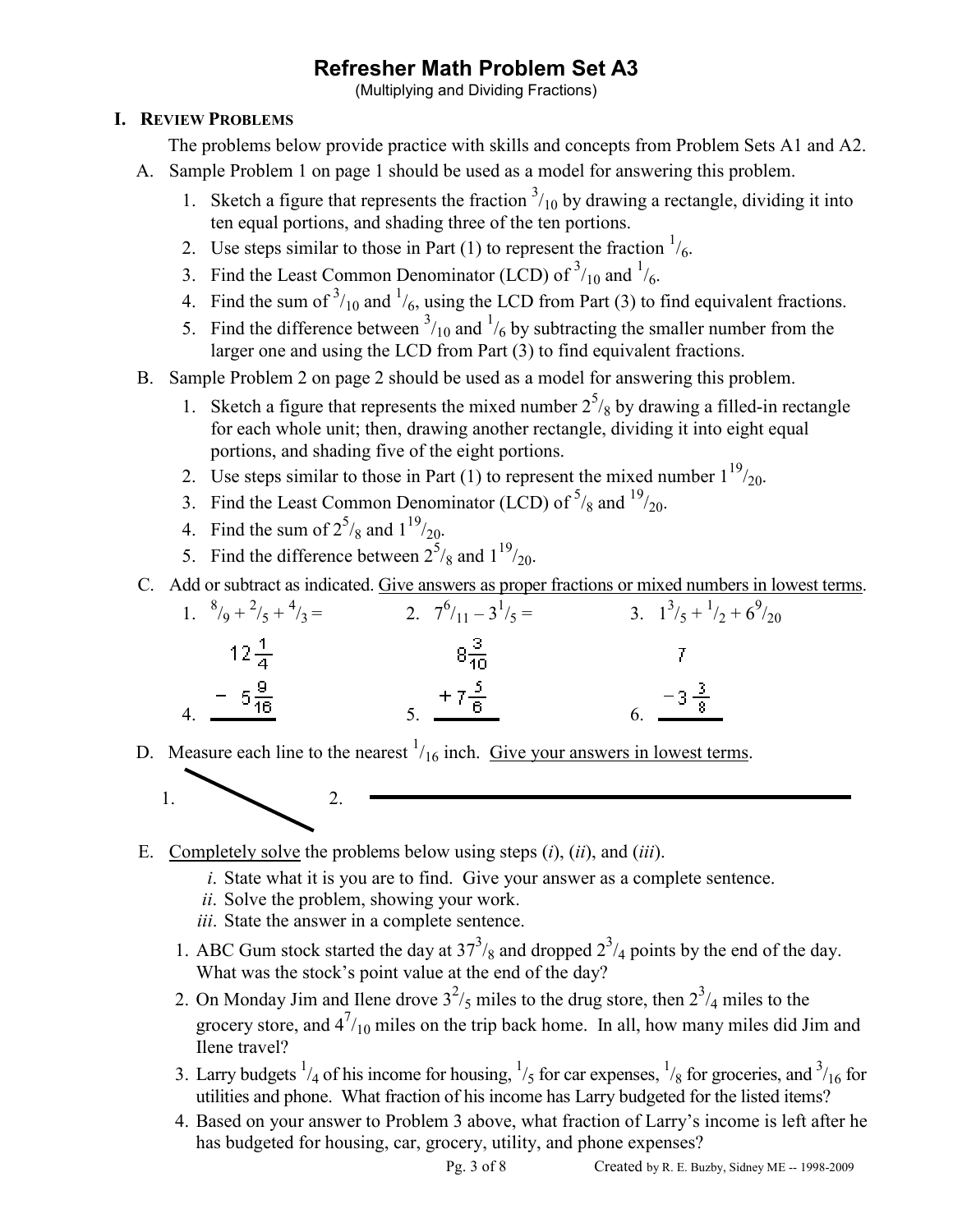# Refresher Math Problem Set A3

(Multiplying and Dividing Fractions)

## I. Review Problems

The problems below provide practice with skills and concepts from Problem Sets A1 and A2.

A. Sample Problem 1 on page 1 should be used as a model for answering this problem.

1. Sketch a figure that represents the fraction $^3/_{10}$ by drawing a rectangle, dividing it into ten equal portions, and shading three of the ten portions.
2. Use steps similar to those in Part (1) to represent the fraction $^1/_6$.
3. Find the Least Common Denominator (LCD) of $^3/_{10}$ and $^1/_6$.
4. Find the sum of $^3/_{10}$ and $^1/_6$, using the LCD from Part (3) to find equivalent fractions.
5. Find the difference between $^3/_{10}$ and $^1/_6$ by subtracting the smaller number from the larger one and using the LCD from Part (3) to find equivalent fractions.

B. Sample Problem 2 on page 2 should be used as a model for answering this problem.

1. Sketch a figure that represents the mixed number $2^5/_8$ by drawing a filled-in rectangle for each whole unit; then, drawing another rectangle, dividing it into eight equal portions, and shading five of the eight portions.
2. Use steps similar to those in Part (1) to represent the mixed number $1^{19}/_{20}$.
3. Find the Least Common Denominator (LCD) of $^5/_8$ and $^{19}/_{20}$.
4. Find the sum of $2^5/_8$ and $1^{19}/_{20}$.
5. Find the difference between $2^5/_8$ and $1^{19}/_{20}$.

C. Add or subtract as indicated. Give answers as proper fractions or mixed numbers in lowest terms.

1. $^8/_9 + {}^2/_5 + {}^4/_3 =$
2. $7^6/_{11} - 3^1/_5 =$
3. $1^3/_5 + {}^1/_2 + 6^9/_{20}$
4. $\begin{array}{r} 12\frac{1}{4} \\ -\ 5\frac{9}{16} \\ \hline \end{array}$
5. $\begin{array}{r} 8\frac{3}{10} \\ +\ 7\frac{5}{6} \\ \hline \end{array}$
6. $\begin{array}{r} 7 \\ -\ 3\frac{3}{8} \\ \hline \end{array}$

D. Measure each line to the nearest $^1/_{16}$ inch. Give your answers in lowest terms.

1. 
2. 

E. Completely solve the problems below using steps (*i*), (*ii*), and (*iii*).

*i*. State what it is you are to find. Give your answer as a complete sentence.
*ii*. Solve the problem, showing your work.
*iii*. State the answer in a complete sentence.

1. ABC Gum stock started the day at $37^3/_8$ and dropped $2^3/_4$ points by the end of the day. What was the stock's point value at the end of the day?
2. On Monday Jim and Ilene drove $3^2/_5$ miles to the drug store, then $2^3/_4$ miles to the grocery store, and $4^7/_{10}$ miles on the trip back home. In all, how many miles did Jim and Ilene travel?
3. Larry budgets $^1/_4$ of his income for housing, $^1/_5$ for car expenses, $^1/_8$ for groceries, and $^3/_{16}$ for utilities and phone. What fraction of his income has Larry budgeted for the listed items?
4. Based on your answer to Problem 3 above, what fraction of Larry's income is left after he has budgeted for housing, car, grocery, utility, and phone expenses?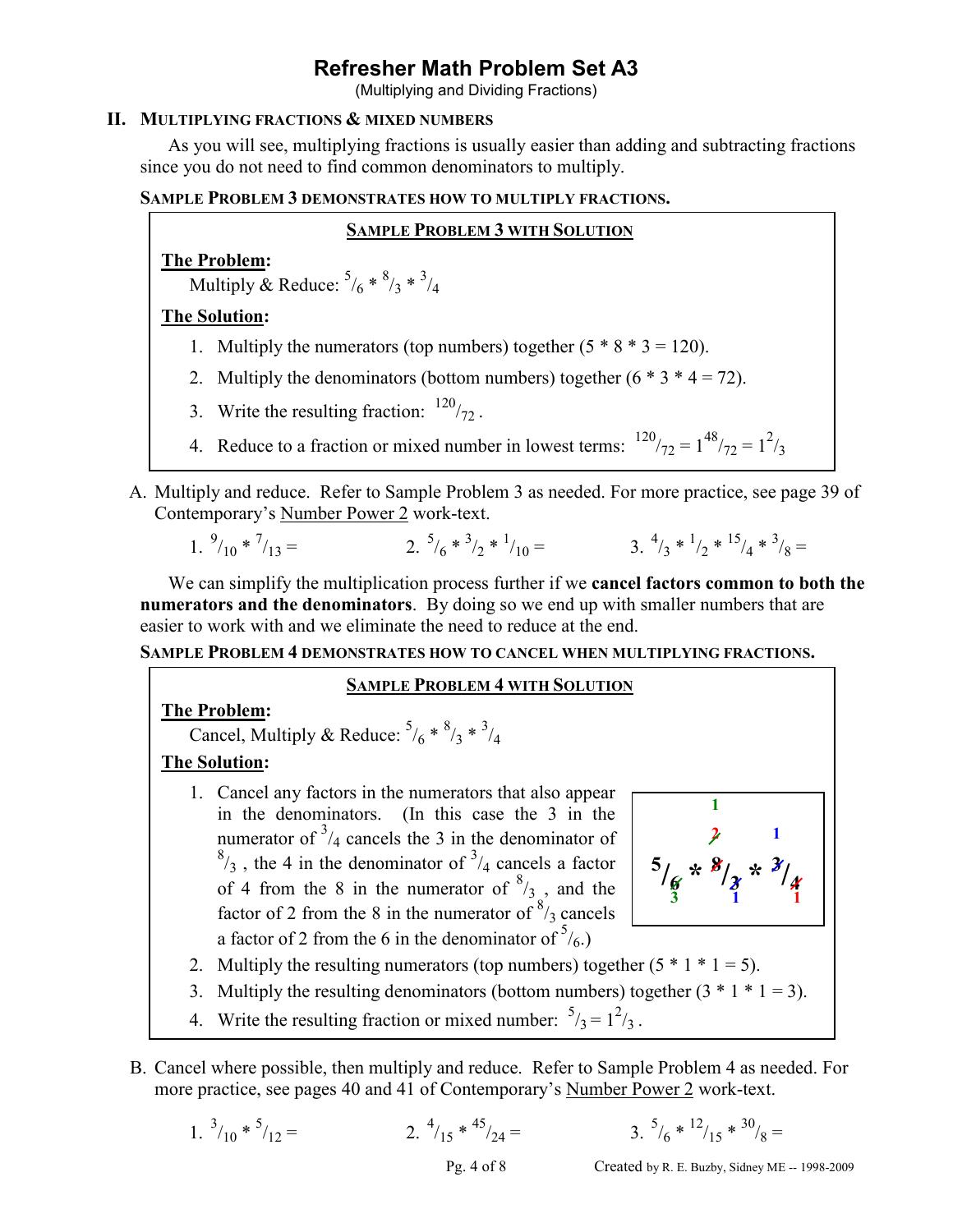# Refresher Math Problem Set A3

(Multiplying and Dividing Fractions)

## II. Multiplying fractions & mixed numbers

As you will see, multiplying fractions is usually easier than adding and subtracting fractions since you do not need to find common denominators to multiply.

**Sample Problem 3 demonstrates how to multiply fractions.**

> **Sample Problem 3 with Solution**
>
> **The Problem:**
>
> Multiply & Reduce: $^5/_6 * {}^8/_3 * {}^3/_4$
>
> **The Solution:**
>
> 1. Multiply the numerators (top numbers) together (5 * 8 * 3 = 120).
> 2. Multiply the denominators (bottom numbers) together (6 * 3 * 4 = 72).
> 3. Write the resulting fraction: $^{120}/_{72}$ .
> 4. Reduce to a fraction or mixed number in lowest terms: $^{120}/_{72} = 1^{48}/_{72} = 1^2/_3$

A. Multiply and reduce. Refer to Sample Problem 3 as needed. For more practice, see page 39 of Contemporary's Number Power 2 work-text.

1. $^9/_{10} * {}^7/_{13} =$
2. $^5/_6 * {}^3/_2 * {}^1/_{10} =$
3. $^4/_3 * {}^1/_2 * {}^{15}/_4 * {}^3/_8 =$

We can simplify the multiplication process further if we **cancel factors common to both the numerators and the denominators**. By doing so we end up with smaller numbers that are easier to work with and we eliminate the need to reduce at the end.

**Sample Problem 4 demonstrates how to cancel when multiplying fractions.**

> **Sample Problem 4 with Solution**
>
> **The Problem:**
>
> Cancel, Multiply & Reduce: $^5/_6 * {}^8/_3 * {}^3/_4$
>
> **The Solution:**
>
> 1. Cancel any factors in the numerators that also appear in the denominators. (In this case the 3 in the numerator of $^3/_4$ cancels the 3 in the denominator of $^8/_3$ , the 4 in the denominator of $^3/_4$ cancels a factor of 4 from the 8 in the numerator of $^8/_3$ , and the factor of 2 from the 8 in the numerator of $^8/_3$ cancels a factor of 2 from the 6 in the denominator of $^5/_6$.)
>
>    $$\frac{5}{\not{6}_{\,3}} * \frac{\not{8}^{\,\not{2}^{\,1}}}{\not{3}_{\,1}} * \frac{\not{3}^{\,1}}{\not{4}_{\,1}}$$
>
> 2. Multiply the resulting numerators (top numbers) together (5 * 1 * 1 = 5).
> 3. Multiply the resulting denominators (bottom numbers) together (3 * 1 * 1 = 3).
> 4. Write the resulting fraction or mixed number: $^5/_3 = 1^2/_3$ .

B. Cancel where possible, then multiply and reduce. Refer to Sample Problem 4 as needed. For more practice, see pages 40 and 41 of Contemporary's Number Power 2 work-text.

1. $^3/_{10} * {}^5/_{12} =$
2. $^4/_{15} * {}^{45}/_{24} =$
3. $^5/_6 * {}^{12}/_{15} * {}^{30}/_8 =$

Created by R. E. Buzby, Sidney ME -- 1998-2009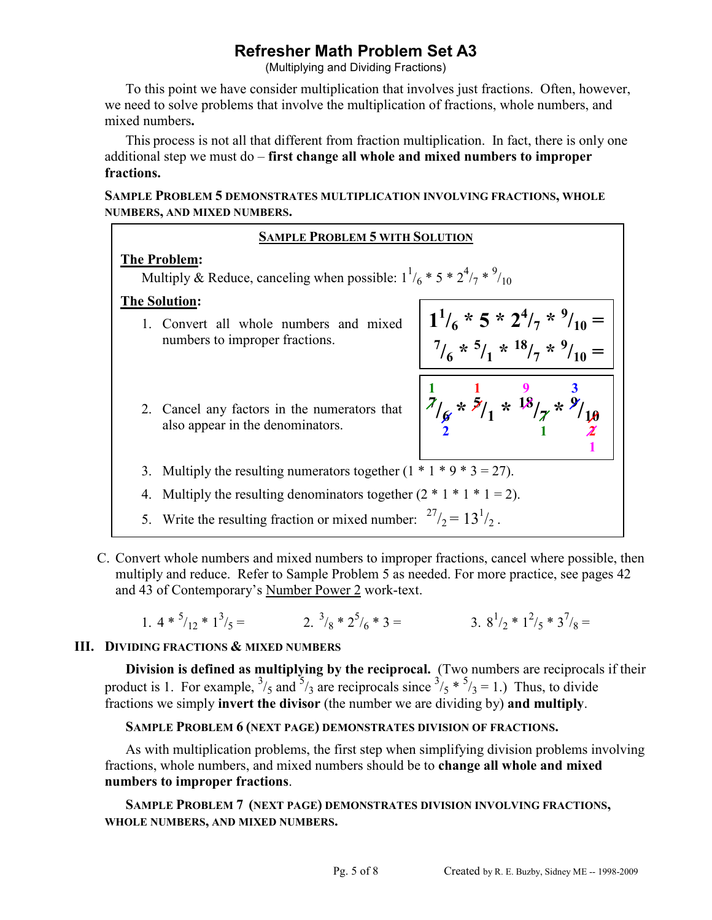# Refresher Math Problem Set A3

(Multiplying and Dividing Fractions)

To this point we have consider multiplication that involves just fractions. Often, however, we need to solve problems that involve the multiplication of fractions, whole numbers, and mixed numbers**.**

This process is not all that different from fraction multiplication. In fact, there is only one additional step we must do – **first change all whole and mixed numbers to improper fractions.**

**SAMPLE PROBLEM 5 DEMONSTRATES MULTIPLICATION INVOLVING FRACTIONS, WHOLE NUMBERS, AND MIXED NUMBERS.**

---

**SAMPLE PROBLEM 5 WITH SOLUTION**

**The Problem:**

Multiply & Reduce, canceling when possible: $1\frac{1}{6} * 5 * 2\frac{4}{7} * \frac{9}{10}$

**The Solution:**

1. Convert all whole numbers and mixed numbers to improper fractions.

$$1\frac{1}{6} * 5 * 2\frac{4}{7} * \frac{9}{10} =$$
$$\frac{7}{6} * \frac{5}{1} * \frac{18}{7} * \frac{9}{10} =$$

2. Cancel any factors in the numerators that also appear in the denominators.

$$\frac{\overset{1}{\cancel{7}}}{\underset{2}{\cancel{6}}} * \frac{\overset{1}{\cancel{5}}}{1} * \frac{\overset{9}{\cancel{18}}}{\underset{1}{\cancel{7}}} * \frac{\overset{3}{\cancel{9}}}{\underset{1}{\cancel{10}}}$$

3. Multiply the resulting numerators together ($1 * 1 * 9 * 3 = 27$).
4. Multiply the resulting denominators together ($2 * 1 * 1 * 1 = 2$).
5. Write the resulting fraction or mixed number: $\frac{27}{2} = 13\frac{1}{2}$ .

---

C. Convert whole numbers and mixed numbers to improper fractions, cancel where possible, then multiply and reduce. Refer to Sample Problem 5 as needed. For more practice, see pages 42 and 43 of Contemporary's Number Power 2 work-text.

1. $4 * \frac{5}{12} * 1\frac{3}{5} =$
2. $\frac{3}{8} * 2\frac{5}{6} * 3 =$
3. $8\frac{1}{2} * 1\frac{2}{5} * 3\frac{7}{8} =$

## III. DIVIDING FRACTIONS & MIXED NUMBERS

**Division is defined as multiplying by the reciprocal.** (Two numbers are reciprocals if their product is 1. For example, $\frac{3}{5}$ and $\frac{5}{3}$ are reciprocals since $\frac{3}{5} * \frac{5}{3} = 1$.) Thus, to divide fractions we simply **invert the divisor** (the number we are dividing by) **and multiply**.

**SAMPLE PROBLEM 6 (NEXT PAGE) DEMONSTRATES DIVISION OF FRACTIONS.**

As with multiplication problems, the first step when simplifying division problems involving fractions, whole numbers, and mixed numbers should be to **change all whole and mixed numbers to improper fractions**.

**SAMPLE PROBLEM 7 (NEXT PAGE) DEMONSTRATES DIVISION INVOLVING FRACTIONS, WHOLE NUMBERS, AND MIXED NUMBERS.**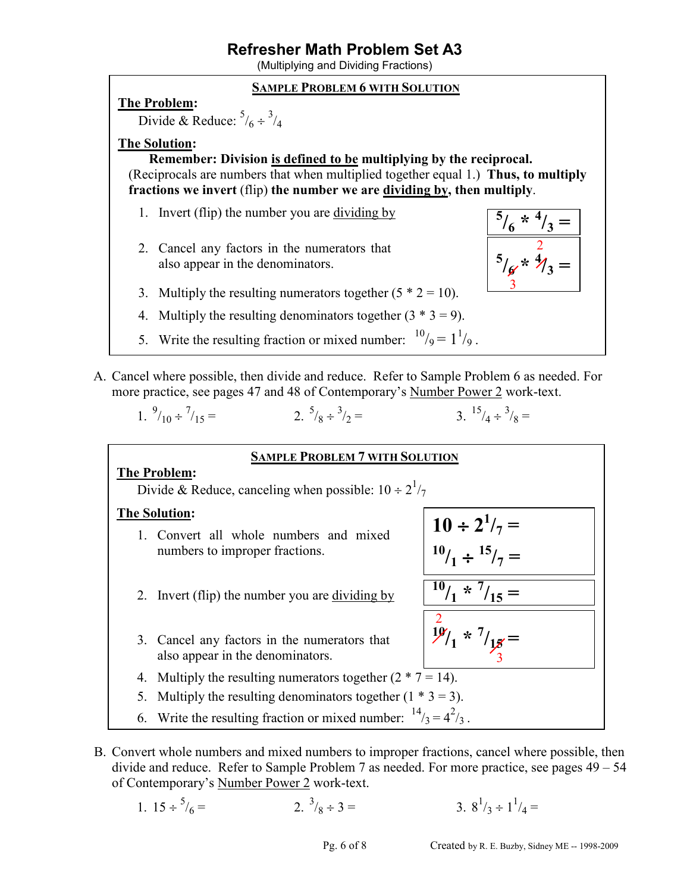# Refresher Math Problem Set A3

(Multiplying and Dividing Fractions)

**SAMPLE PROBLEM 6 WITH SOLUTION**

**The Problem:**

Divide & Reduce: $\frac{5}{6} \div \frac{3}{4}$

**The Solution:**

**Remember: Division is defined to be multiplying by the reciprocal.** (Reciprocals are numbers that when multiplied together equal 1.) **Thus, to multiply fractions we invert** (flip) **the number we are dividing by, then multiply**.

1. Invert (flip) the number you are dividing by — $\frac{5}{6} * \frac{4}{3} =$
2. Cancel any factors in the numerators that also appear in the denominators. — $\frac{5}{\cancel{6}_3} * \frac{\cancel{4}^2}{3} =$
3. Multiply the resulting numerators together (5 * 2 = 10).
4. Multiply the resulting denominators together (3 * 3 = 9).
5. Write the resulting fraction or mixed number: $\frac{10}{9} = 1\frac{1}{9}$.

A. Cancel where possible, then divide and reduce. Refer to Sample Problem 6 as needed. For more practice, see pages 47 and 48 of Contemporary's Number Power 2 work-text.

1. $\frac{9}{10} \div \frac{7}{15} =$
2. $\frac{5}{8} \div \frac{3}{2} =$
3. $\frac{15}{4} \div \frac{3}{8} =$

**SAMPLE PROBLEM 7 WITH SOLUTION**

**The Problem:**

Divide & Reduce, canceling when possible: $10 \div 2\frac{1}{7}$

**The Solution:**

1. Convert all whole numbers and mixed numbers to improper fractions. — $10 \div 2\frac{1}{7} =$ ; $\frac{10}{1} \div \frac{15}{7} =$
2. Invert (flip) the number you are dividing by — $\frac{10}{1} * \frac{7}{15} =$
3. Cancel any factors in the numerators that also appear in the denominators. — $\frac{\cancel{10}^2}{1} * \frac{7}{\cancel{15}_3} =$
4. Multiply the resulting numerators together (2 * 7 = 14).
5. Multiply the resulting denominators together (1 * 3 = 3).
6. Write the resulting fraction or mixed number: $\frac{14}{3} = 4\frac{2}{3}$.

B. Convert whole numbers and mixed numbers to improper fractions, cancel where possible, then divide and reduce. Refer to Sample Problem 7 as needed. For more practice, see pages 49 – 54 of Contemporary's Number Power 2 work-text.

1. $15 \div \frac{5}{6} =$
2. $\frac{3}{8} \div 3 =$
3. $8\frac{1}{3} \div 1\frac{1}{4} =$

Created by R. E. Buzby, Sidney ME -- 1998-2009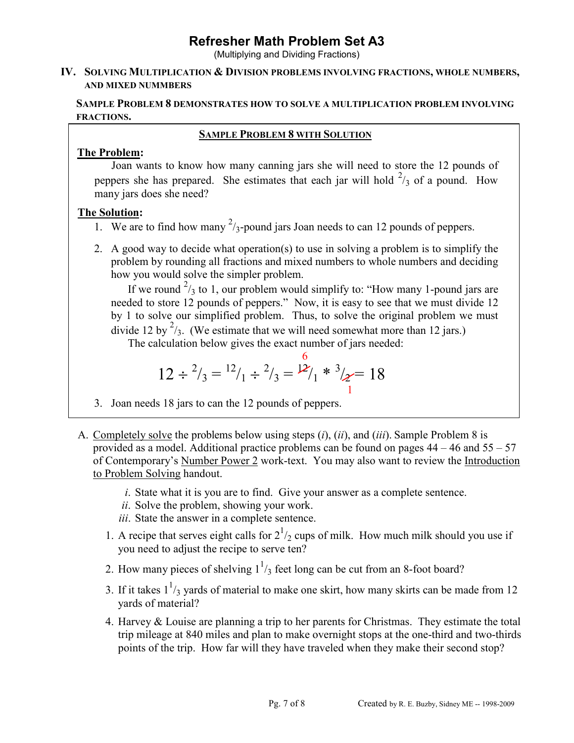# Refresher Math Problem Set A3

(Multiplying and Dividing Fractions)

## IV. Solving Multiplication & Division problems involving fractions, whole numbers, and mixed nummbers

**Sample Problem 8 demonstrates how to solve a multiplication problem involving fractions.**

### Sample Problem 8 with Solution

**The Problem:**

Joan wants to know how many canning jars she will need to store the 12 pounds of peppers she has prepared. She estimates that each jar will hold $^2/_3$ of a pound. How many jars does she need?

**The Solution:**

1. We are to find how many $^2/_3$-pound jars Joan needs to can 12 pounds of peppers.
2. A good way to decide what operation(s) to use in solving a problem is to simplify the problem by rounding all fractions and mixed numbers to whole numbers and deciding how you would solve the simpler problem.

   If we round $^2/_3$ to 1, our problem would simplify to: "How many 1-pound jars are needed to store 12 pounds of peppers." Now, it is easy to see that we must divide 12 by 1 to solve our simplified problem. Thus, to solve the original problem we must divide 12 by $^2/_3$. (We estimate that we will need somewhat more than 12 jars.)

   The calculation below gives the exact number of jars needed:

$$12 \div {}^2/_3 = {}^{12}/_1 \div {}^2/_3 = {}^{\overset{6}{\cancel{12}}}/_1 * {}^3/_{\underset{1}{\cancel{2}}} = 18$$

3. Joan needs 18 jars to can the 12 pounds of peppers.

A. Completely solve the problems below using steps (*i*), (*ii*), and (*iii*). Sample Problem 8 is provided as a model. Additional practice problems can be found on pages 44 – 46 and 55 – 57 of Contemporary's Number Power 2 work-text. You may also want to review the Introduction to Problem Solving handout.

   *i*. State what it is you are to find. Give your answer as a complete sentence.
   *ii*. Solve the problem, showing your work.
   *iii*. State the answer in a complete sentence.

   1. A recipe that serves eight calls for $2^1/_2$ cups of milk. How much milk should you use if you need to adjust the recipe to serve ten?
   2. How many pieces of shelving $1^1/_3$ feet long can be cut from an 8-foot board?
   3. If it takes $1^1/_3$ yards of material to make one skirt, how many skirts can be made from 12 yards of material?
   4. Harvey & Louise are planning a trip to her parents for Christmas. They estimate the total trip mileage at 840 miles and plan to make overnight stops at the one-third and two-thirds points of the trip. How far will they have traveled when they make their second stop?

Created by R. E. Buzby, Sidney ME -- 1998-2009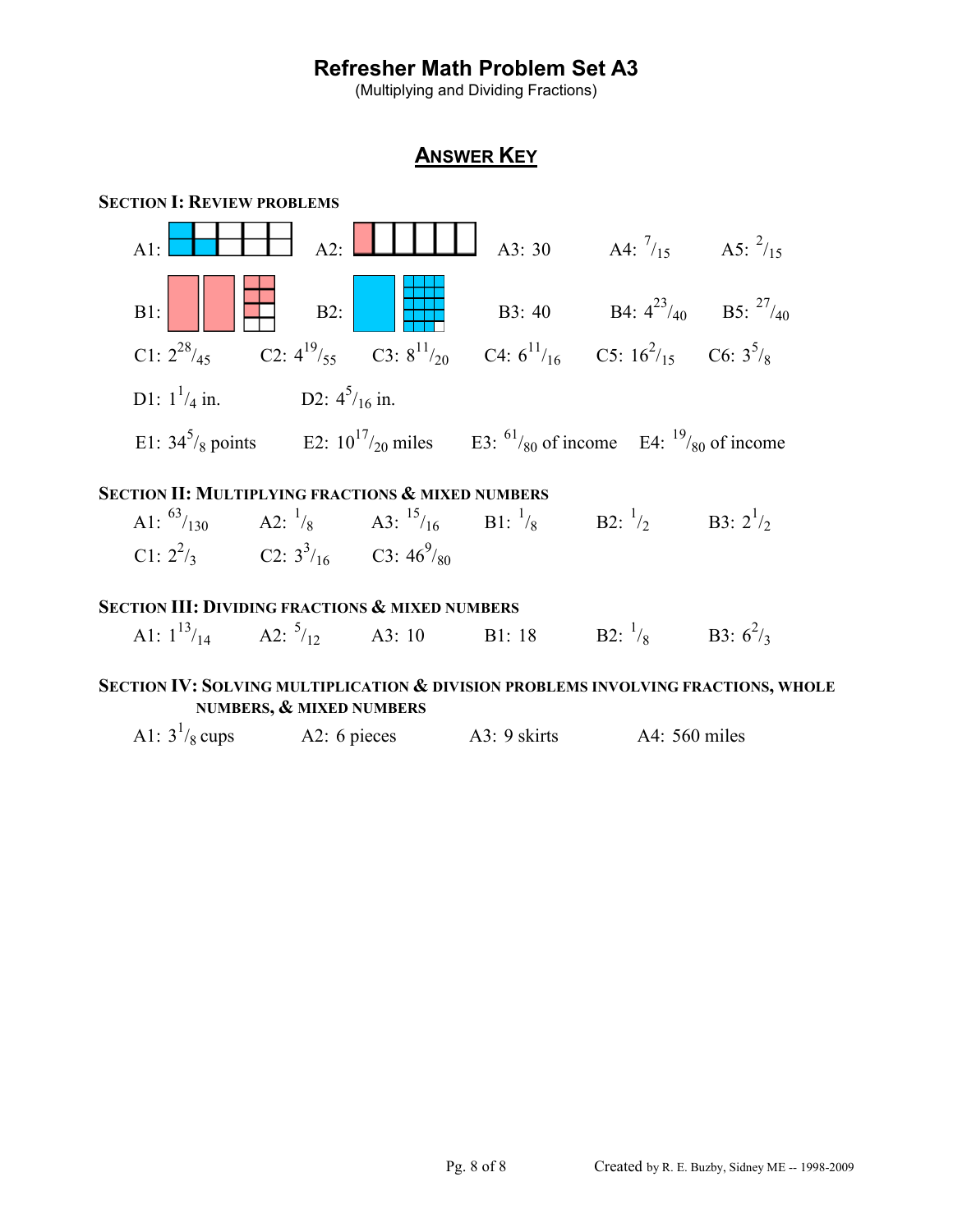# Refresher Math Problem Set A3

(Multiplying and Dividing Fractions)

## Answer Key

### Section I: Review problems

A1: A2: A3: 30 A4: $^{7}/_{15}$ A5: $^{2}/_{15}$

B1: B2: B3: 40 B4: $4^{23}/_{40}$ B5: $^{27}/_{40}$

C1: $2^{28}/_{45}$ C2: $4^{19}/_{55}$ C3: $8^{11}/_{20}$ C4: $6^{11}/_{16}$ C5: $16^{2}/_{15}$ C6: $3^{5}/_{8}$

D1: $1^{1}/_{4}$ in. D2: $4^{5}/_{16}$ in.

E1: $34^{5}/_{8}$ points E2: $10^{17}/_{20}$ miles E3: $^{61}/_{80}$ of income E4: $^{19}/_{80}$ of income

### Section II: Multiplying fractions & mixed numbers

A1: $^{63}/_{130}$ A2: $^{1}/_{8}$ A3: $^{15}/_{16}$ B1: $^{1}/_{8}$ B2: $^{1}/_{2}$ B3: $2^{1}/_{2}$

C1: $2^{2}/_{3}$ C2: $3^{3}/_{16}$ C3: $46^{9}/_{80}$

### Section III: Dividing fractions & mixed numbers

A1: $1^{13}/_{14}$ A2: $^{5}/_{12}$ A3: 10 B1: 18 B2: $^{1}/_{8}$ B3: $6^{2}/_{3}$

### Section IV: Solving multiplication & division problems involving fractions, whole numbers, & mixed numbers

A1: $3^{1}/_{8}$ cups A2: 6 pieces A3: 9 skirts A4: 560 miles

Created by R. E. Buzby, Sidney ME -- 1998-2009